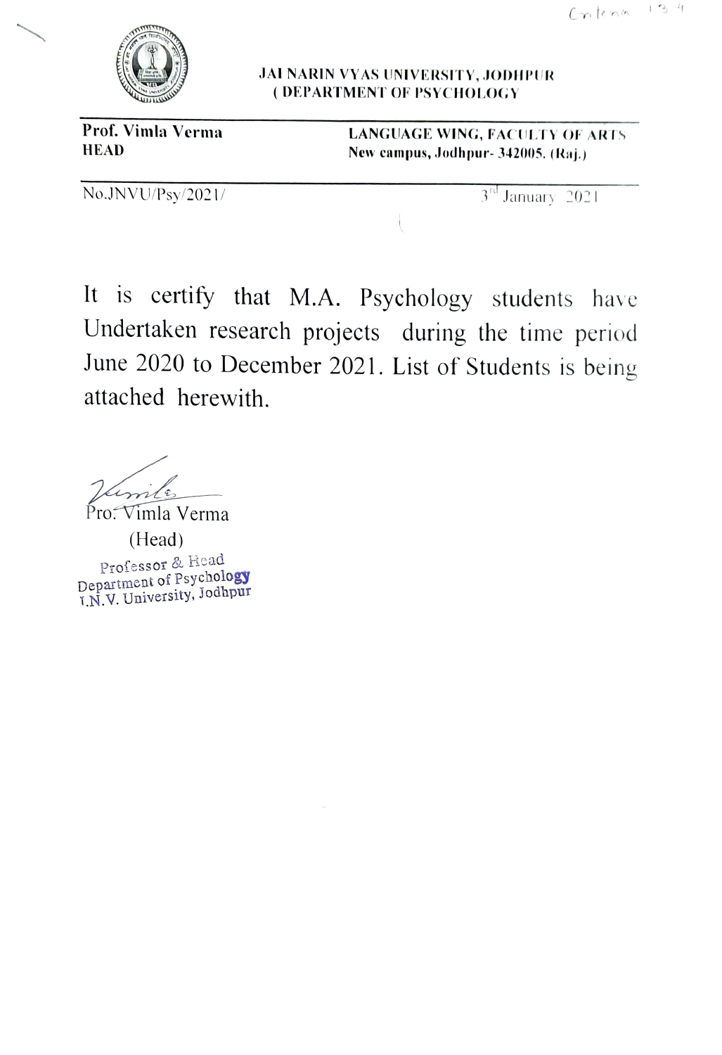Criteria 1.3.4

**JAI NARIN VYAS UNIVERSITY, JODHPUR**
**( DEPARTMENT OF PSYCHOLOGY**

**Prof. Vimla Verma**
**HEAD**

**LANGUAGE WING, FACULTY OF ARTS**
**New campus, Jodhpur- 342005. (Raj.)**

No.JNVU/Psy/2021/

3rd January 2021

It is certify that M.A. Psychology students have Undertaken research projects during the time period June 2020 to December 2021. List of Students is being attached herewith.

Pro. Vimla Verma
(Head)

Professor & Head
Department of Psychology
J.N.V. University, Jodhpur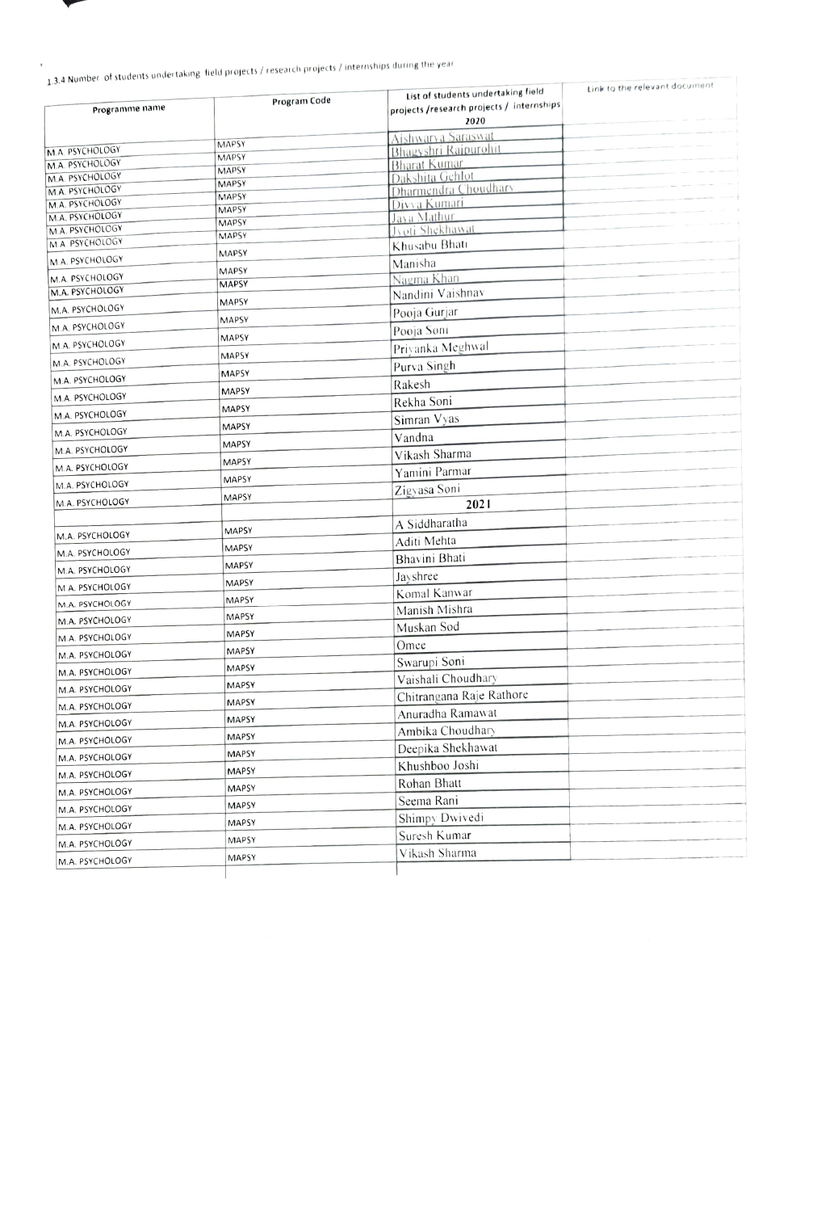1.3.4 Number of students undertaking field projects / research projects / internships during the year

| Programme name | Program Code | List of students undertaking field projects /research projects / internships | Link to the relevant document |
|---|---|---|---|
| | | 2020 | |
| M.A. PSYCHOLOGY | MAPSY | Aishwarya Saraswat | |
| M.A. PSYCHOLOGY | MAPSY | Bhagyshri Rajpurohit | |
| M.A. PSYCHOLOGY | MAPSY | Bharat Kumar | |
| M.A. PSYCHOLOGY | MAPSY | Dakshita Gehlot | |
| M.A. PSYCHOLOGY | MAPSY | Dharmendra Choudhary | |
| M.A. PSYCHOLOGY | MAPSY | Divya Kumari | |
| M.A. PSYCHOLOGY | MAPSY | Jaya Mathur | |
| M.A. PSYCHOLOGY | MAPSY | Jyoti Shekhawat | |
| M.A. PSYCHOLOGY | MAPSY | Khusabu Bhati | |
| M.A. PSYCHOLOGY | MAPSY | Manisha | |
| M.A. PSYCHOLOGY | MAPSY | Nagma Khan | |
| M.A. PSYCHOLOGY | MAPSY | Nandini Vaishnav | |
| M.A. PSYCHOLOGY | MAPSY | Pooja Gurjar | |
| M.A. PSYCHOLOGY | MAPSY | Pooja Soni | |
| M.A. PSYCHOLOGY | MAPSY | Priyanka Meghwal | |
| M.A. PSYCHOLOGY | MAPSY | Purva Singh | |
| M.A. PSYCHOLOGY | MAPSY | Rakesh | |
| M.A. PSYCHOLOGY | MAPSY | Rekha Soni | |
| M.A. PSYCHOLOGY | MAPSY | Simran Vyas | |
| M.A. PSYCHOLOGY | MAPSY | Vandna | |
| M.A. PSYCHOLOGY | MAPSY | Vikash Sharma | |
| M.A. PSYCHOLOGY | MAPSY | Yamini Parmar | |
| M.A. PSYCHOLOGY | MAPSY | Zigyasa Soni | |
| | | 2021 | |
| M.A. PSYCHOLOGY | MAPSY | A Siddharatha | |
| M.A. PSYCHOLOGY | MAPSY | Aditi Mehta | |
| M.A. PSYCHOLOGY | MAPSY | Bhavini Bhati | |
| M.A. PSYCHOLOGY | MAPSY | Jayshree | |
| M.A. PSYCHOLOGY | MAPSY | Komal Kanwar | |
| M.A. PSYCHOLOGY | MAPSY | Manish Mishra | |
| M.A. PSYCHOLOGY | MAPSY | Muskan Sod | |
| M.A. PSYCHOLOGY | MAPSY | Omee | |
| M.A. PSYCHOLOGY | MAPSY | Swarupi Soni | |
| M.A. PSYCHOLOGY | MAPSY | Vaishali Choudhary | |
| M.A. PSYCHOLOGY | MAPSY | Chitrangana Raje Rathore | |
| M.A. PSYCHOLOGY | MAPSY | Anuradha Ramawat | |
| M.A. PSYCHOLOGY | MAPSY | Ambika Choudhary | |
| M.A. PSYCHOLOGY | MAPSY | Deepika Shekhawat | |
| M.A. PSYCHOLOGY | MAPSY | Khushboo Joshi | |
| M.A. PSYCHOLOGY | MAPSY | Rohan Bhatt | |
| M.A. PSYCHOLOGY | MAPSY | Seema Rani | |
| M.A. PSYCHOLOGY | MAPSY | Shimpy Dwivedi | |
| M.A. PSYCHOLOGY | MAPSY | Suresh Kumar | |
| M.A. PSYCHOLOGY | MAPSY | Vikash Sharma | |